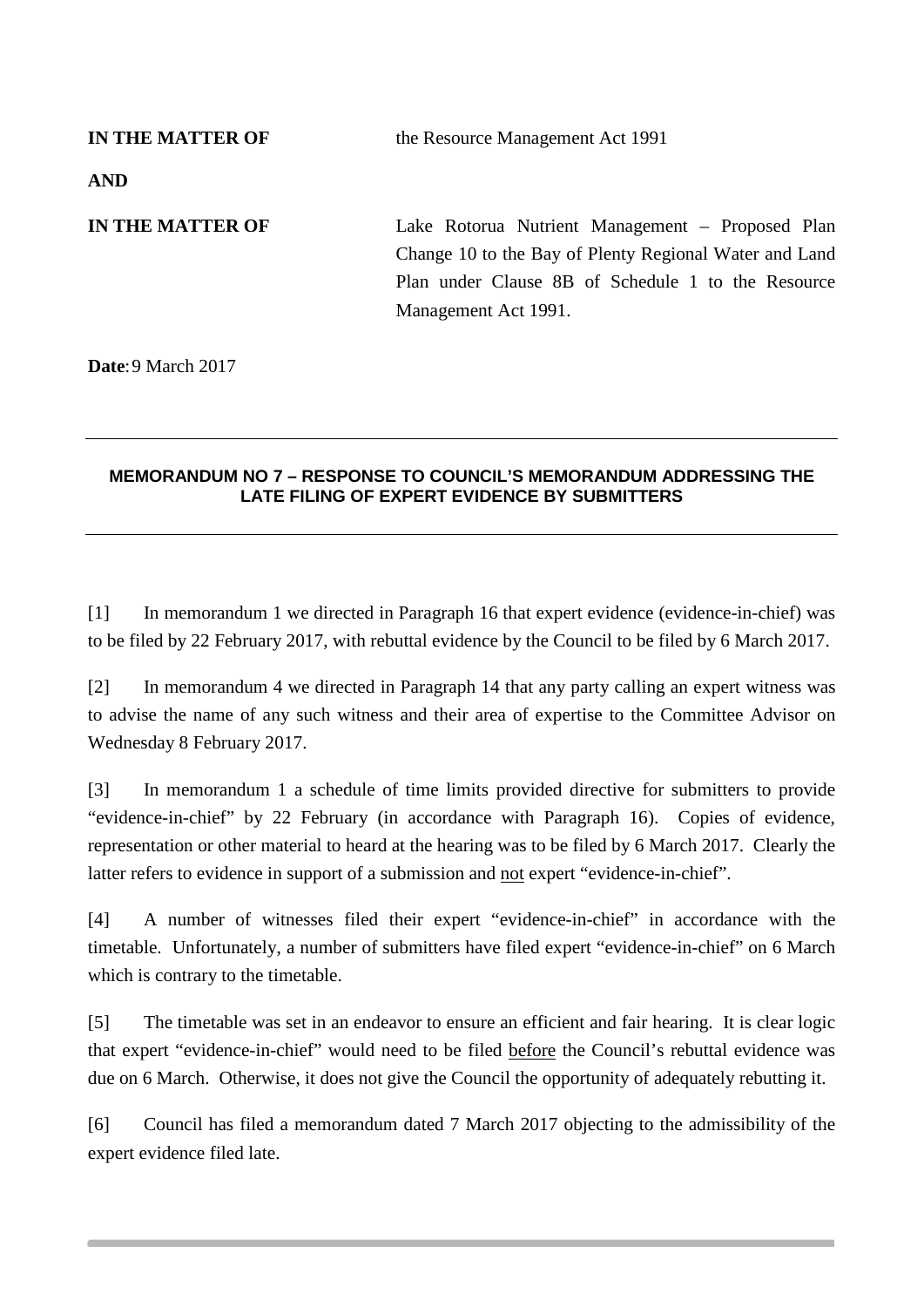| | |
|---|---|
| **IN THE MATTER OF** | the Resource Management Act 1991 |
| **AND** | |
| **IN THE MATTER OF** | Lake Rotorua Nutrient Management – Proposed Plan Change 10 to the Bay of Plenty Regional Water and Land Plan under Clause 8B of Schedule 1 to the Resource Management Act 1991. |

**Date**: 9 March 2017

---

**MEMORANDUM NO 7 – RESPONSE TO COUNCIL'S MEMORANDUM ADDRESSING THE LATE FILING OF EXPERT EVIDENCE BY SUBMITTERS**

---

[1] In memorandum 1 we directed in Paragraph 16 that expert evidence (evidence-in-chief) was to be filed by 22 February 2017, with rebuttal evidence by the Council to be filed by 6 March 2017.

[2] In memorandum 4 we directed in Paragraph 14 that any party calling an expert witness was to advise the name of any such witness and their area of expertise to the Committee Advisor on Wednesday 8 February 2017.

[3] In memorandum 1 a schedule of time limits provided directive for submitters to provide "evidence-in-chief" by 22 February (in accordance with Paragraph 16). Copies of evidence, representation or other material to heard at the hearing was to be filed by 6 March 2017. Clearly the latter refers to evidence in support of a submission and <u>not</u> expert "evidence-in-chief".

[4] A number of witnesses filed their expert "evidence-in-chief" in accordance with the timetable. Unfortunately, a number of submitters have filed expert "evidence-in-chief" on 6 March which is contrary to the timetable.

[5] The timetable was set in an endeavor to ensure an efficient and fair hearing. It is clear logic that expert "evidence-in-chief" would need to be filed <u>before</u> the Council's rebuttal evidence was due on 6 March. Otherwise, it does not give the Council the opportunity of adequately rebutting it.

[6] Council has filed a memorandum dated 7 March 2017 objecting to the admissibility of the expert evidence filed late.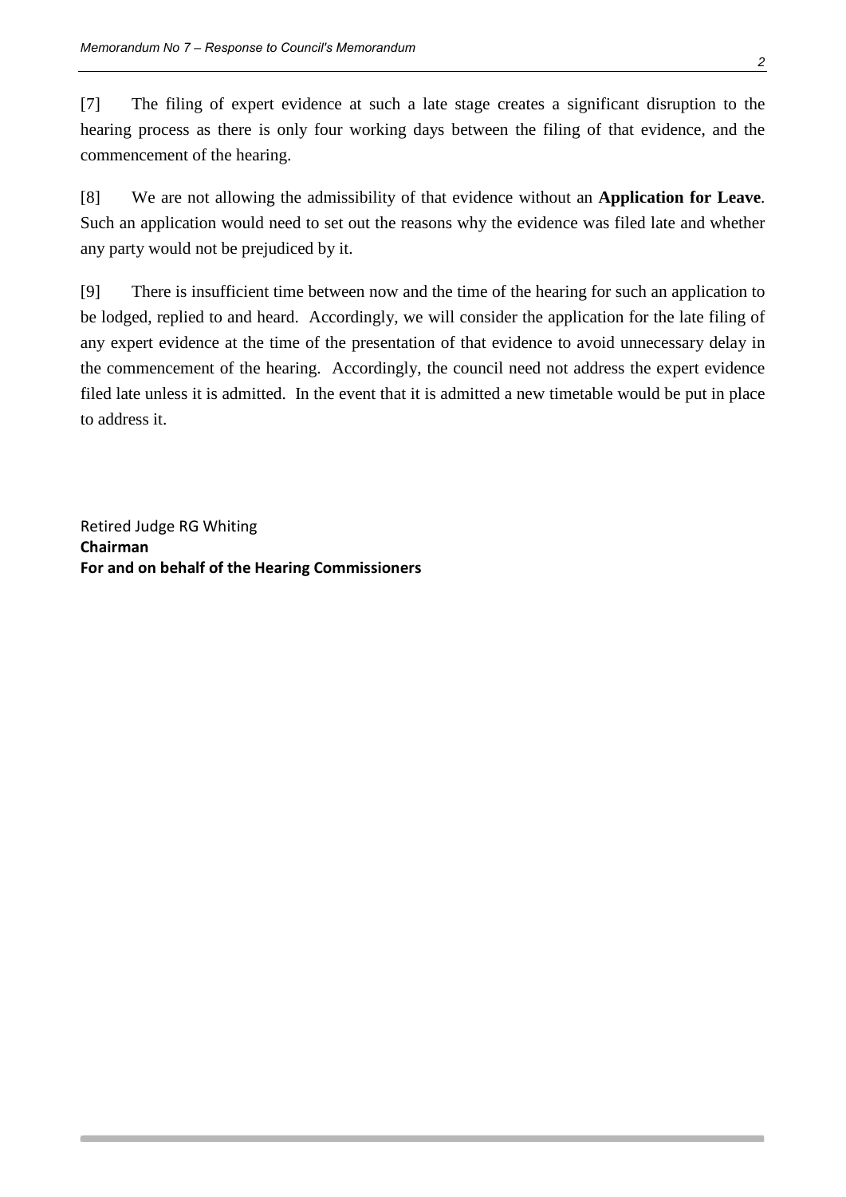[7] The filing of expert evidence at such a late stage creates a significant disruption to the hearing process as there is only four working days between the filing of that evidence, and the commencement of the hearing.

[8] We are not allowing the admissibility of that evidence without an **Application for Leave**. Such an application would need to set out the reasons why the evidence was filed late and whether any party would not be prejudiced by it.

[9] There is insufficient time between now and the time of the hearing for such an application to be lodged, replied to and heard. Accordingly, we will consider the application for the late filing of any expert evidence at the time of the presentation of that evidence to avoid unnecessary delay in the commencement of the hearing. Accordingly, the council need not address the expert evidence filed late unless it is admitted. In the event that it is admitted a new timetable would be put in place to address it.

Retired Judge RG Whiting
**Chairman**
**For and on behalf of the Hearing Commissioners**